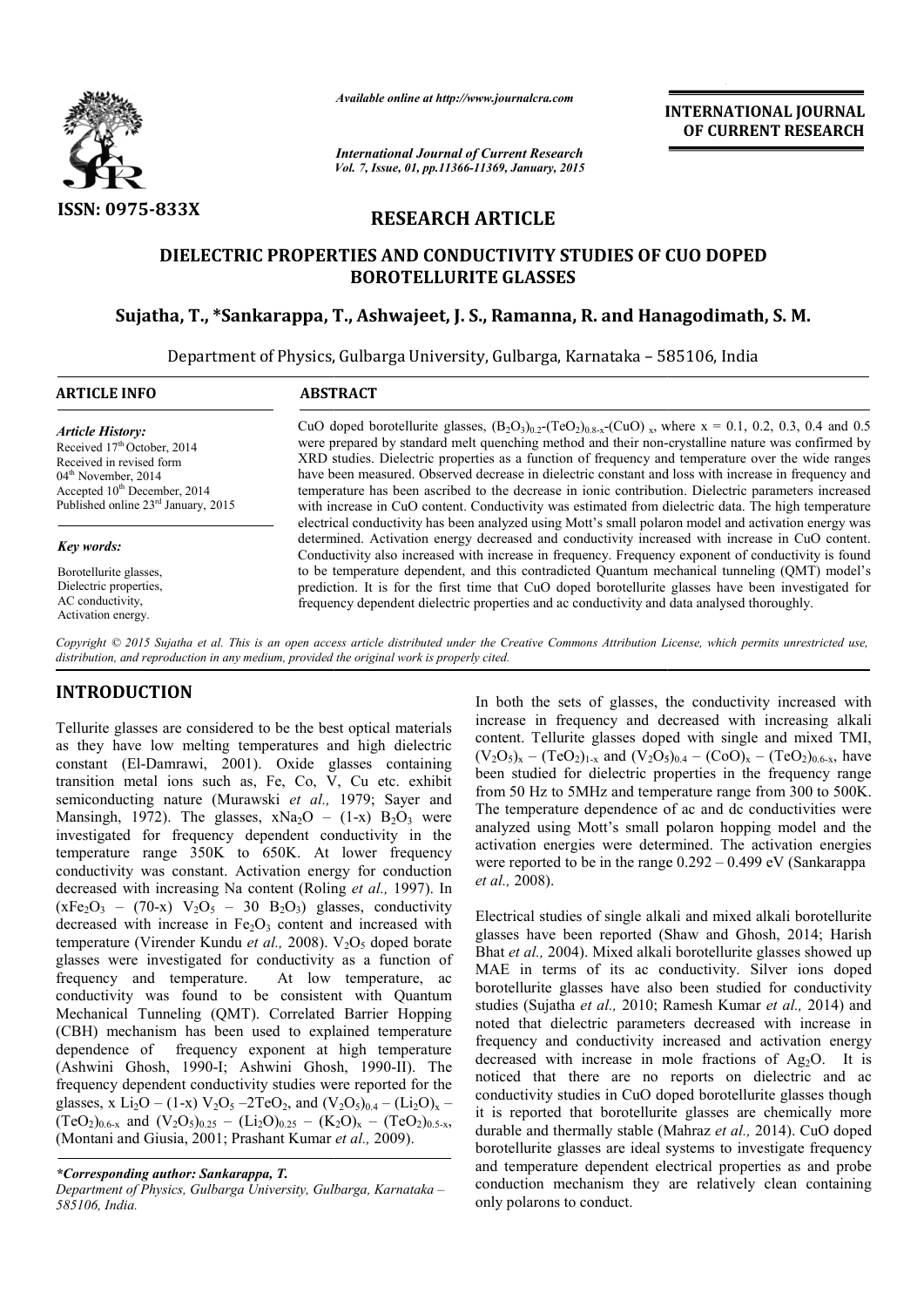ISSN: 0975-833X

*Available online at http://www.journalcra.com*

*International Journal of Current Research*
*Vol. 7, Issue, 01, pp.11366-11369, January, 2015*

**INTERNATIONAL JOURNAL OF CURRENT RESEARCH**

## RESEARCH ARTICLE

# DIELECTRIC PROPERTIES AND CONDUCTIVITY STUDIES OF CUO DOPED BOROTELLURITE GLASSES

### Sujatha, T., *Sankarappa, T., Ashwajeet, J. S., Ramanna, R. and Hanagodimath, S. M.

Department of Physics, Gulbarga University, Gulbarga, Karnataka – 585106, India

**ARTICLE INFO**

*Article History:*
Received 17th October, 2014
Received in revised form
04th November, 2014
Accepted 10th December, 2014
Published online 23rd January, 2015

*Key words:*
Borotellurite glasses,
Dielectric properties,
AC conductivity,
Activation energy.

**ABSTRACT**

CuO doped borotellurite glasses, $(B_2O_3)_{0.2}$-$(TeO_2)_{0.8-x}$-$(CuO)_x$, where x = 0.1, 0.2, 0.3, 0.4 and 0.5 were prepared by standard melt quenching method and their non-crystalline nature was confirmed by XRD studies. Dielectric properties as a function of frequency and temperature over the wide ranges have been measured. Observed decrease in dielectric constant and loss with increase in frequency and temperature has been ascribed to the decrease in ionic contribution. Dielectric parameters increased with increase in CuO content. Conductivity was estimated from dielectric data. The high temperature electrical conductivity has been analyzed using Mott's small polaron model and activation energy was determined. Activation energy decreased and conductivity increased with increase in CuO content. Conductivity also increased with increase in frequency. Frequency exponent of conductivity is found to be temperature dependent, and this contradicted Quantum mechanical tunneling (QMT) model's prediction. It is for the first time that CuO doped borotellurite glasses have been investigated for frequency dependent dielectric properties and ac conductivity and data analysed thoroughly.

*Copyright © 2015 Sujatha et al. This is an open access article distributed under the Creative Commons Attribution License, which permits unrestricted use, distribution, and reproduction in any medium, provided the original work is properly cited.*

## INTRODUCTION

Tellurite glasses are considered to be the best optical materials as they have low melting temperatures and high dielectric constant (El-Damrawi, 2001). Oxide glasses containing transition metal ions such as, Fe, Co, V, Cu etc. exhibit semiconducting nature (Murawski *et al.,* 1979; Sayer and Mansingh, 1972). The glasses, $xNa_2O$ – (1-x) $B_2O_3$ were investigated for frequency dependent conductivity in the temperature range 350K to 650K. At lower frequency conductivity was constant. Activation energy for conduction decreased with increasing Na content (Roling *et al.,* 1997). In $(xFe_2O_3$ – (70-x) $V_2O_5$ – 30 $B_2O_3)$ glasses, conductivity decreased with increase in $Fe_2O_3$ content and increased with temperature (Virender Kundu *et al.,* 2008). $V_2O_5$ doped borate glasses were investigated for conductivity as a function of frequency and temperature. At low temperature, ac conductivity was found to be consistent with Quantum Mechanical Tunneling (QMT). Correlated Barrier Hopping (CBH) mechanism has been used to explained temperature dependence of frequency exponent at high temperature (Ashwini Ghosh, 1990-I; Ashwini Ghosh, 1990-II). The frequency dependent conductivity studies were reported for the glasses, x $Li_2O$ – (1-x) $V_2O_5$ –2$TeO_2$, and $(V_2O_5)_{0.4}$ – $(Li_2O)_x$ – $(TeO_2)_{0.6-x}$ and $(V_2O_5)_{0.25}$ – $(Li_2O)_{0.25}$ – $(K_2O)_x$ – $(TeO_2)_{0.5-x}$, (Montani and Giusia, 2001; Prashant Kumar *et al.,* 2009).

In both the sets of glasses, the conductivity increased with increase in frequency and decreased with increasing alkali content. Tellurite glasses doped with single and mixed TMI, $(V_2O_5)_x$ – $(TeO_2)_{1-x}$ and $(V_2O_5)_{0.4}$ – $(CoO)_x$ – $(TeO_2)_{0.6-x}$, have been studied for dielectric properties in the frequency range from 50 Hz to 5MHz and temperature range from 300 to 500K. The temperature dependence of ac and dc conductivities were analyzed using Mott's small polaron hopping model and the activation energies were determined. The activation energies were reported to be in the range 0.292 – 0.499 eV (Sankarappa *et al.,* 2008).

Electrical studies of single alkali and mixed alkali borotellurite glasses have been reported (Shaw and Ghosh, 2014; Harish Bhat *et al.,* 2004). Mixed alkali borotellurite glasses showed up MAE in terms of its ac conductivity. Silver ions doped borotellurite glasses have also been studied for conductivity studies (Sujatha *et al.,* 2010; Ramesh Kumar *et al.,* 2014) and noted that dielectric parameters decreased with increase in frequency and conductivity increased and activation energy decreased with increase in mole fractions of $Ag_2O$. It is noticed that there are no reports on dielectric and ac conductivity studies in CuO doped borotellurite glasses though it is reported that borotellurite glasses are chemically more durable and thermally stable (Mahraz *et al.,* 2014). CuO doped borotellurite glasses are ideal systems to investigate frequency and temperature dependent electrical properties as and probe conduction mechanism they are relatively clean containing only polarons to conduct.

**\*Corresponding author: Sankarappa, T.**
*Department of Physics, Gulbarga University, Gulbarga, Karnataka – 585106, India.*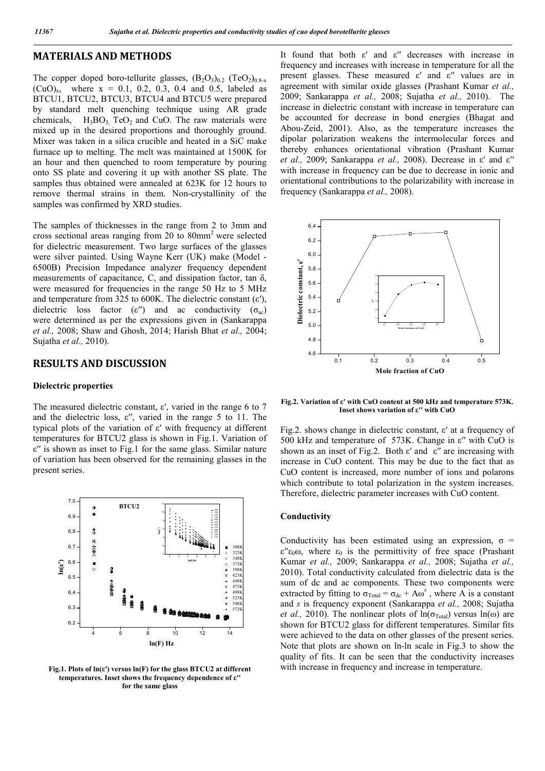## MATERIALS AND METHODS

The copper doped boro-tellurite glasses, $(B_2O_3)_{0.2}$ $(TeO_2)_{0.8-x}$ $(CuO)_x$, where x = 0.1, 0.2, 0.3, 0.4 and 0.5, labeled as BTCU1, BTCU2, BTCU3, BTCU4 and BTCU5 were prepared by standard melt quenching technique using AR grade chemicals, $H_3BO_3$, $TeO_2$ and CuO. The raw materials were mixed up in the desired proportions and thoroughly ground. Mixer was taken in a silica crucible and heated in a SiC make furnace up to melting. The melt was maintained at 1500K for an hour and then quenched to room temperature by pouring onto SS plate and covering it up with another SS plate. The samples thus obtained were annealed at 623K for 12 hours to remove thermal strains in them. Non-crystallinity of the samples was confirmed by XRD studies.

The samples of thicknesses in the range from 2 to 3mm and cross sectional areas ranging from 20 to 80mm$^2$ were selected for dielectric measurement. Two large surfaces of the glasses were silver painted. Using Wayne Kerr (UK) make (Model - 6500B) Precision Impedance analyzer frequency dependent measurements of capacitance, C, and dissipation factor, tan δ, were measured for frequencies in the range 50 Hz to 5 MHz and temperature from 325 to 600K. The dielectric constant ($\varepsilon'$), dielectric loss factor ($\varepsilon''$) and ac conductivity ($\sigma_{ac}$) were determined as per the expressions given in (Sankarappa *et al.,* 2008; Shaw and Ghosh, 2014; Harish Bhat *et al.,* 2004; Sujatha *et al.,* 2010).

## RESULTS AND DISCUSSION

### Dielectric properties

The measured dielectric constant, $\varepsilon'$, varied in the range 6 to 7 and the dielectric loss, $\varepsilon''$, varied in the range 5 to 11. The typical plots of the variation of $\varepsilon'$ with frequency at different temperatures for BTCU2 glass is shown in Fig.1. Variation of $\varepsilon''$ is shown as inset to Fig.1 for the same glass. Similar nature of variation has been observed for the remaining glasses in the present series.

**Fig.1. Plots of ln($\varepsilon'$) versus ln(F) for the glass BTCU2 at different temperatures. Inset shows the frequency dependence of $\varepsilon''$ for the same glass**

It found that both $\varepsilon'$ and $\varepsilon''$ decreases with increase in frequency and increases with increase in temperature for all the present glasses. These measured $\varepsilon'$ and $\varepsilon''$ values are in agreement with similar oxide glasses (Prashant Kumar *et al.,* 2009; Sankarappa *et al.,* 2008; Sujatha *et al.,* 2010). The increase in dielectric constant with increase in temperature can be accounted for decrease in bond energies (Bhagat and Abou-Zeid, 2001). Also, as the temperature increases the dipolar polarization weakens the intermolecular forces and thereby enhances orientational vibration (Prashant Kumar *et al.,* 2009; Sankarappa *et al.,* 2008). Decrease in $\varepsilon'$ and $\varepsilon''$ with increase in frequency can be due to decrease in ionic and orientational contributions to the polarizability with increase in frequency (Sankarappa *et al.,* 2008).

**Fig.2. Variation of $\varepsilon'$ with CuO content at 500 kHz and temperature 573K. Inset shows variation of $\varepsilon''$ with CuO**

Fig.2. shows change in dielectric constant, $\varepsilon'$ at a frequency of 500 kHz and temperature of 573K. Change in $\varepsilon''$ with CuO is shown as an inset of Fig.2. Both $\varepsilon'$ and $\varepsilon''$ are increasing with increase in CuO content. This may be due to the fact that as CuO content is increased, more number of ions and polarons which contribute to total polarization in the system increases. Therefore, dielectric parameter increases with CuO content.

### Conductivity

Conductivity has been estimated using an expression, $\sigma = \varepsilon''\varepsilon_0\omega$, where $\varepsilon_0$ is the permittivity of free space (Prashant Kumar *et al.,* 2009; Sankarappa *et al.,* 2008; Sujatha *et al.,* 2010). Total conductivity calculated from dielectric data is the sum of dc and ac components. These two components were extracted by fitting to $\sigma_{Total} = \sigma_{dc} + A\omega^s$, where A is a constant and *s* is frequency exponent (Sankarappa *et al.,* 2008; Sujatha *et al.,* 2010). The nonlinear plots of ln($\sigma_{Total}$) versus ln($\omega$) are shown for BTCU2 glass for different temperatures. Similar fits were achieved to the data on other glasses of the present series. Note that plots are shown on ln-ln scale in Fig.3 to show the quality of fits. It can be seen that the conductivity increases with increase in frequency and increase in temperature.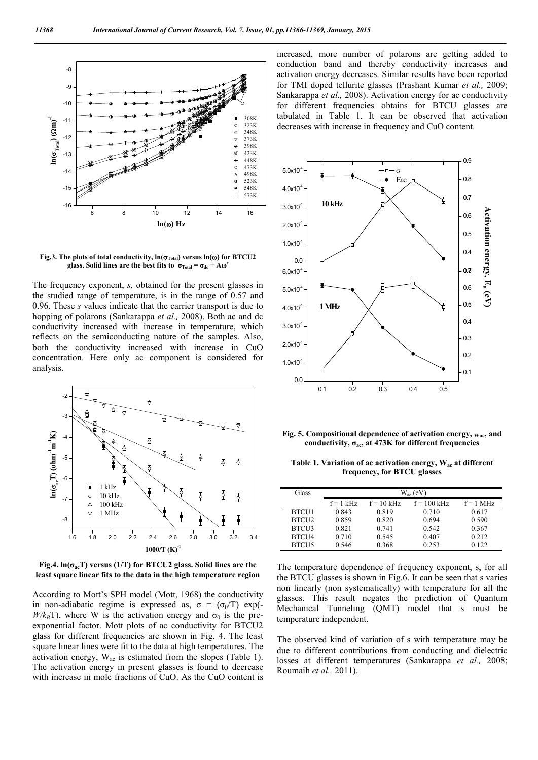Fig.3. The plots of total conductivity, $\ln(\sigma_{Total})$ versus $\ln(\omega)$ for BTCU2 glass. Solid lines are the best fits to $\sigma_{Total} = \sigma_{dc} + A\omega^s$

The frequency exponent, *s,* obtained for the present glasses in the studied range of temperature, is in the range of 0.57 and 0.96. These *s* values indicate that the carrier transport is due to hopping of polarons (Sankarappa *et al.,* 2008). Both ac and dc conductivity increased with increase in temperature, which reflects on the semiconducting nature of the samples. Also, both the conductivity increased with increase in CuO concentration. Here only ac component is considered for analysis.

Fig.4. $\ln(\sigma_{ac}T)$ versus (1/T) for BTCU2 glass. Solid lines are the least square linear fits to the data in the high temperature region

According to Mott's SPH model (Mott, 1968) the conductivity in non-adiabatic regime is expressed as, $\sigma = (\sigma_0/T)\exp(-W/k_BT)$, where W is the activation energy and $\sigma_0$ is the pre-exponential factor. Mott plots of ac conductivity for BTCU2 glass for different frequencies are shown in Fig. 4. The least square linear lines were fit to the data at high temperatures. The activation energy, $W_{ac}$ is estimated from the slopes (Table 1). The activation energy in present glasses is found to decrease with increase in mole fractions of CuO. As the CuO content is increased, more number of polarons are getting added to conduction band and thereby conductivity increases and activation energy decreases. Similar results have been reported for TMI doped tellurite glasses (Prashant Kumar *et al.,* 2009; Sankarappa *et al.,* 2008). Activation energy for ac conductivity for different frequencies obtains for BTCU glasses are tabulated in Table 1. It can be observed that activation decreases with increase in frequency and CuO content.

Fig. 5. Compositional dependence of activation energy, $W_{ac}$, and conductivity, $\sigma_{ac}$, at 473K for different frequencies

Table 1. Variation of ac activation energy, $W_{ac}$ at different frequency, for BTCU glasses

| Glass | $W_{ac}$ (eV) | | | |
|---|---|---|---|---|
| | f = 1 kHz | f = 10 kHz | f = 100 kHz | f = 1 MHz |
| BTCU1 | 0.843 | 0.819 | 0.710 | 0.617 |
| BTCU2 | 0.859 | 0.820 | 0.694 | 0.590 |
| BTCU3 | 0.821 | 0.741 | 0.542 | 0.367 |
| BTCU4 | 0.710 | 0.545 | 0.407 | 0.212 |
| BTCU5 | 0.546 | 0.368 | 0.253 | 0.122 |

The temperature dependence of frequency exponent, s, for all the BTCU glasses is shown in Fig.6. It can be seen that s varies non linearly (non systematically) with temperature for all the glasses. This result negates the prediction of Quantum Mechanical Tunneling (QMT) model that s must be temperature independent.

The observed kind of variation of s with temperature may be due to different contributions from conducting and dielectric losses at different temperatures (Sankarappa *et al.,* 2008; Roumaih *et al.,* 2011).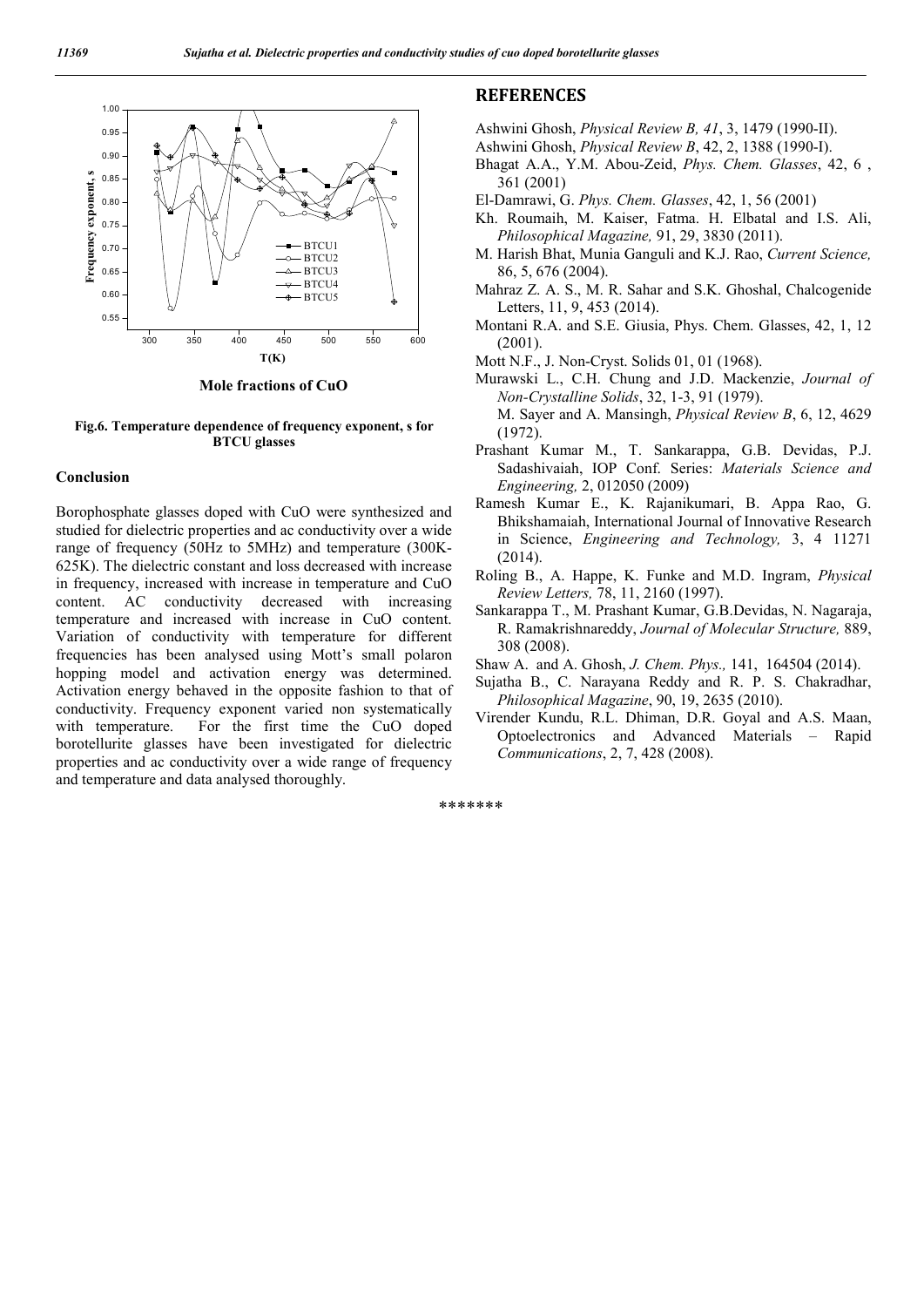1.00
0.95
0.90
0.85
0.80
0.75
0.70
0.65
0.60
0.55

Frequency exponent, s

300 350 400 450 500 550 600

T(K)

BTCU1
BTCU2
BTCU3
BTCU4
BTCU5

**Mole fractions of CuO**

**Fig.6. Temperature dependence of frequency exponent, s for BTCU glasses**

### Conclusion

Borophosphate glasses doped with CuO were synthesized and studied for dielectric properties and ac conductivity over a wide range of frequency (50Hz to 5MHz) and temperature (300K-625K). The dielectric constant and loss decreased with increase in frequency, increased with increase in temperature and CuO content. AC conductivity decreased with increasing temperature and increased with increase in CuO content. Variation of conductivity with temperature for different frequencies has been analysed using Mott's small polaron hopping model and activation energy was determined. Activation energy behaved in the opposite fashion to that of conductivity. Frequency exponent varied non systematically with temperature. For the first time the CuO doped borotellurite glasses have been investigated for dielectric properties and ac conductivity over a wide range of frequency and temperature and data analysed thoroughly.

## REFERENCES

Ashwini Ghosh, *Physical Review B, 41*, 3, 1479 (1990-II).

Ashwini Ghosh, *Physical Review B*, 42, 2, 1388 (1990-I).

Bhagat A.A., Y.M. Abou-Zeid, *Phys. Chem. Glasses*, 42, 6 , 361 (2001)

El-Damrawi, G. *Phys. Chem. Glasses*, 42, 1, 56 (2001)

Kh. Roumaih, M. Kaiser, Fatma. H. Elbatal and I.S. Ali, *Philosophical Magazine,* 91, 29, 3830 (2011).

M. Harish Bhat, Munia Ganguli and K.J. Rao, *Current Science,* 86, 5, 676 (2004).

Mahraz Z. A. S., M. R. Sahar and S.K. Ghoshal, Chalcogenide Letters, 11, 9, 453 (2014).

Montani R.A. and S.E. Giusia, Phys. Chem. Glasses, 42, 1, 12 (2001).

Mott N.F., J. Non-Cryst. Solids 01, 01 (1968).

Murawski L., C.H. Chung and J.D. Mackenzie, *Journal of Non-Crystalline Solids*, 32, 1-3, 91 (1979).

M. Sayer and A. Mansingh, *Physical Review B*, 6, 12, 4629 (1972).

Prashant Kumar M., T. Sankarappa, G.B. Devidas, P.J. Sadashivaiah, IOP Conf. Series: *Materials Science and Engineering,* 2, 012050 (2009)

Ramesh Kumar E., K. Rajanikumari, B. Appa Rao, G. Bhikshamaiah, International Journal of Innovative Research in Science, *Engineering and Technology,* 3, 4 11271 (2014).

Roling B., A. Happe, K. Funke and M.D. Ingram, *Physical Review Letters,* 78, 11, 2160 (1997).

Sankarappa T., M. Prashant Kumar, G.B.Devidas, N. Nagaraja, R. Ramakrishnareddy, *Journal of Molecular Structure,* 889, 308 (2008).

Shaw A. and A. Ghosh, *J. Chem. Phys.,* 141, 164504 (2014).

Sujatha B., C. Narayana Reddy and R. P. S. Chakradhar, *Philosophical Magazine*, 90, 19, 2635 (2010).

Virender Kundu, R.L. Dhiman, D.R. Goyal and A.S. Maan, Optoelectronics and Advanced Materials – Rapid *Communications*, 2, 7, 428 (2008).

*******